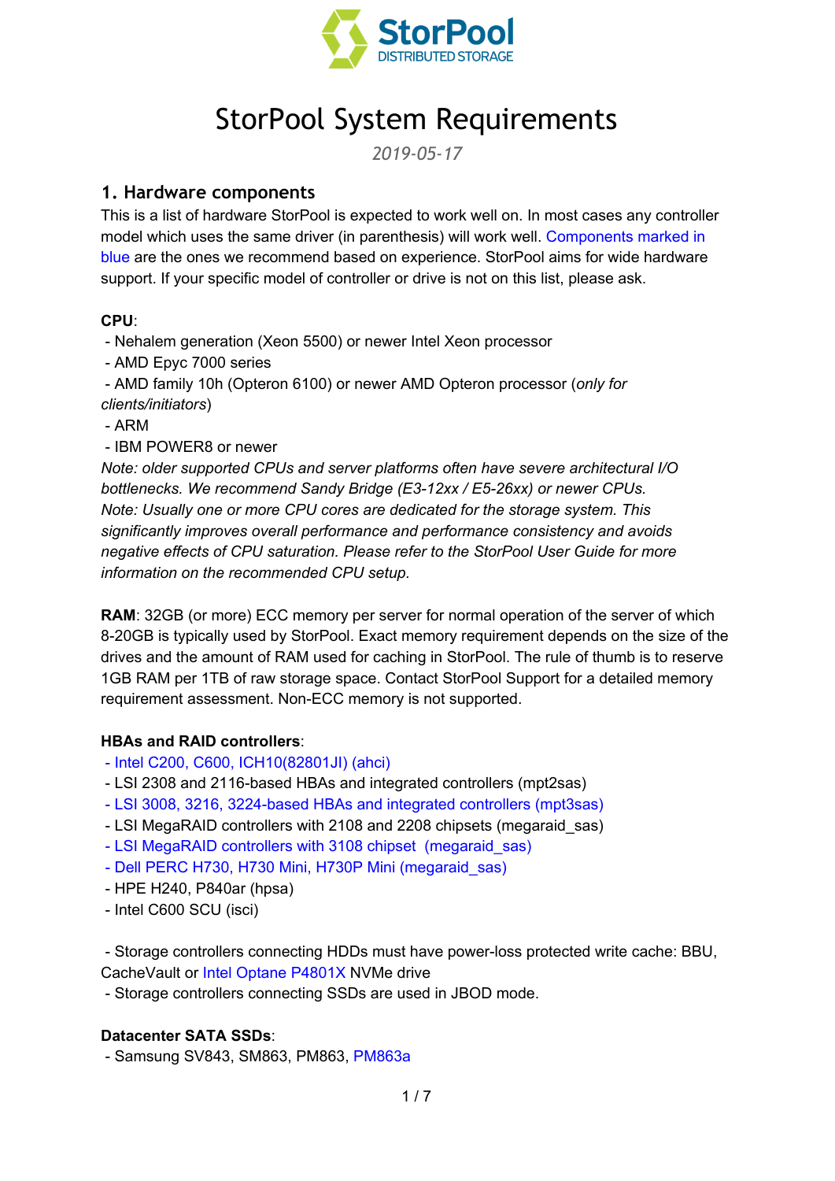# StorPool System Requirements

*2019-05-17*

## 1. Hardware components

This is a list of hardware StorPool is expected to work well on. In most cases any controller model which uses the same driver (in parenthesis) will work well. Components marked in blue are the ones we recommend based on experience. StorPool aims for wide hardware support. If your specific model of controller or drive is not on this list, please ask.

**CPU**:

- Nehalem generation (Xeon 5500) or newer Intel Xeon processor
- AMD Epyc 7000 series
- AMD family 10h (Opteron 6100) or newer AMD Opteron processor (*only for clients/initiators*)
- ARM
- IBM POWER8 or newer

*Note: older supported CPUs and server platforms often have severe architectural I/O bottlenecks. We recommend Sandy Bridge (E3-12xx / E5-26xx) or newer CPUs.*
*Note: Usually one or more CPU cores are dedicated for the storage system. This significantly improves overall performance and performance consistency and avoids negative effects of CPU saturation. Please refer to the StorPool User Guide for more information on the recommended CPU setup.*

**RAM**: 32GB (or more) ECC memory per server for normal operation of the server of which 8-20GB is typically used by StorPool. Exact memory requirement depends on the size of the drives and the amount of RAM used for caching in StorPool. The rule of thumb is to reserve 1GB RAM per 1TB of raw storage space. Contact StorPool Support for a detailed memory requirement assessment. Non-ECC memory is not supported.

**HBAs and RAID controllers**:

- Intel C200, C600, ICH10(82801JI) (ahci)
- LSI 2308 and 2116-based HBAs and integrated controllers (mpt2sas)
- LSI 3008, 3216, 3224-based HBAs and integrated controllers (mpt3sas)
- LSI MegaRAID controllers with 2108 and 2208 chipsets (megaraid_sas)
- LSI MegaRAID controllers with 3108 chipset (megaraid_sas)
- Dell PERC H730, H730 Mini, H730P Mini (megaraid_sas)
- HPE H240, P840ar (hpsa)
- Intel C600 SCU (isci)

- Storage controllers connecting HDDs must have power-loss protected write cache: BBU, CacheVault or Intel Optane P4801X NVMe drive
- Storage controllers connecting SSDs are used in JBOD mode.

**Datacenter SATA SSDs**:

- Samsung SV843, SM863, PM863, PM863a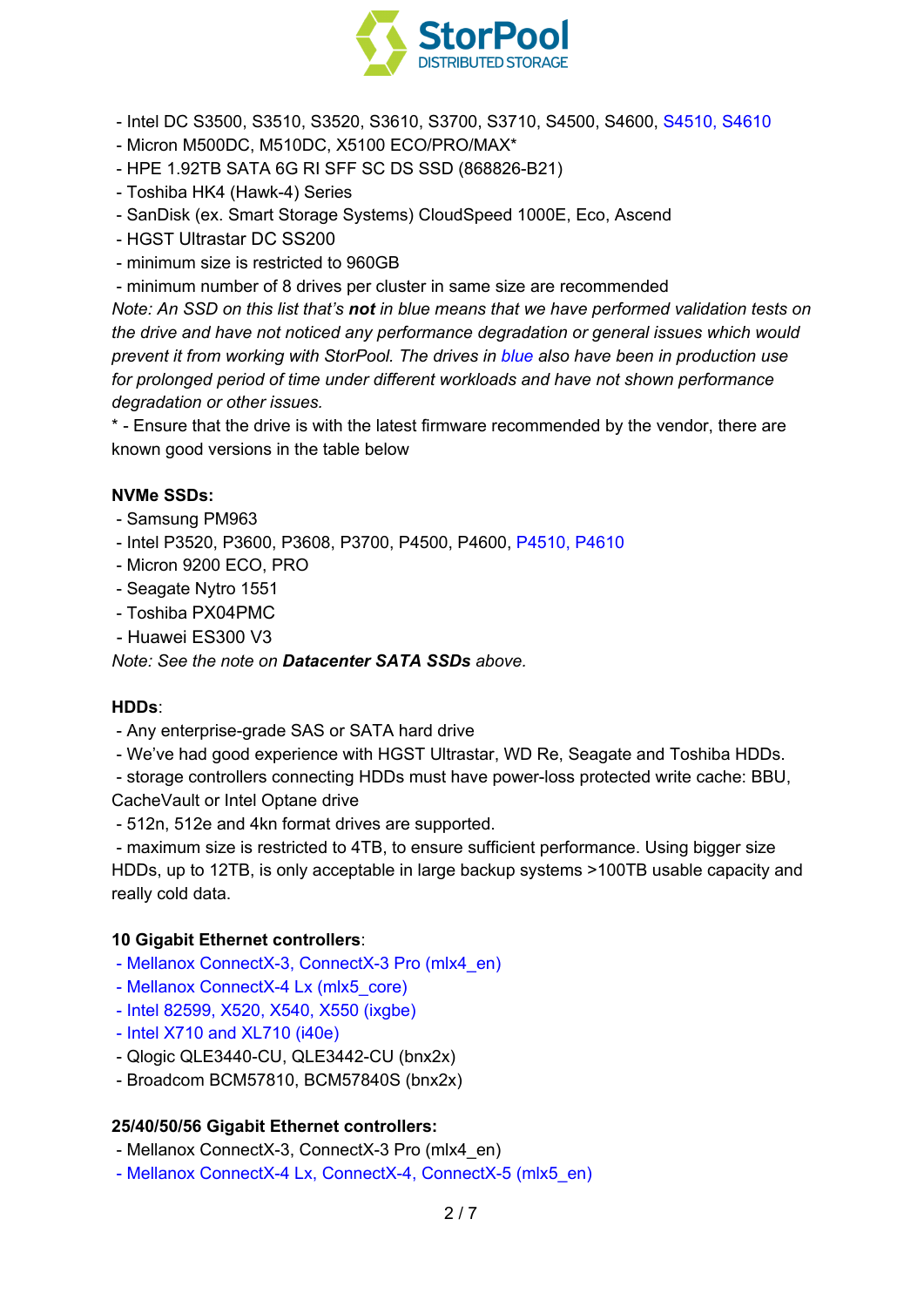- Intel DC S3500, S3510, S3520, S3610, S3700, S3710, S4500, S4600, S4510, S4610
- Micron M500DC, M510DC, X5100 ECO/PRO/MAX*
- HPE 1.92TB SATA 6G RI SFF SC DS SSD (868826-B21)
- Toshiba HK4 (Hawk-4) Series
- SanDisk (ex. Smart Storage Systems) CloudSpeed 1000E, Eco, Ascend
- HGST Ultrastar DC SS200
- minimum size is restricted to 960GB
- minimum number of 8 drives per cluster in same size are recommended

*Note: An SSD on this list that's **not** in blue means that we have performed validation tests on the drive and have not noticed any performance degradation or general issues which would prevent it from working with StorPool. The drives in blue also have been in production use for prolonged period of time under different workloads and have not shown performance degradation or other issues.*

* - Ensure that the drive is with the latest firmware recommended by the vendor, there are known good versions in the table below

**NVMe SSDs:**

- Samsung PM963
- Intel P3520, P3600, P3608, P3700, P4500, P4600, P4510, P4610
- Micron 9200 ECO, PRO
- Seagate Nytro 1551
- Toshiba PX04PMC
- Huawei ES300 V3

*Note: See the note on **Datacenter SATA SSDs** above.*

**HDDs**:

- Any enterprise-grade SAS or SATA hard drive
- We've had good experience with HGST Ultrastar, WD Re, Seagate and Toshiba HDDs.
- storage controllers connecting HDDs must have power-loss protected write cache: BBU, CacheVault or Intel Optane drive
- 512n, 512e and 4kn format drives are supported.
- maximum size is restricted to 4TB, to ensure sufficient performance. Using bigger size HDDs, up to 12TB, is only acceptable in large backup systems >100TB usable capacity and really cold data.

**10 Gigabit Ethernet controllers**:

- Mellanox ConnectX-3, ConnectX-3 Pro (mlx4_en)
- Mellanox ConnectX-4 Lx (mlx5_core)
- Intel 82599, X520, X540, X550 (ixgbe)
- Intel X710 and XL710 (i40e)
- Qlogic QLE3440-CU, QLE3442-CU (bnx2x)
- Broadcom BCM57810, BCM57840S (bnx2x)

**25/40/50/56 Gigabit Ethernet controllers:**

- Mellanox ConnectX-3, ConnectX-3 Pro (mlx4_en)
- Mellanox ConnectX-4 Lx, ConnectX-4, ConnectX-5 (mlx5_en)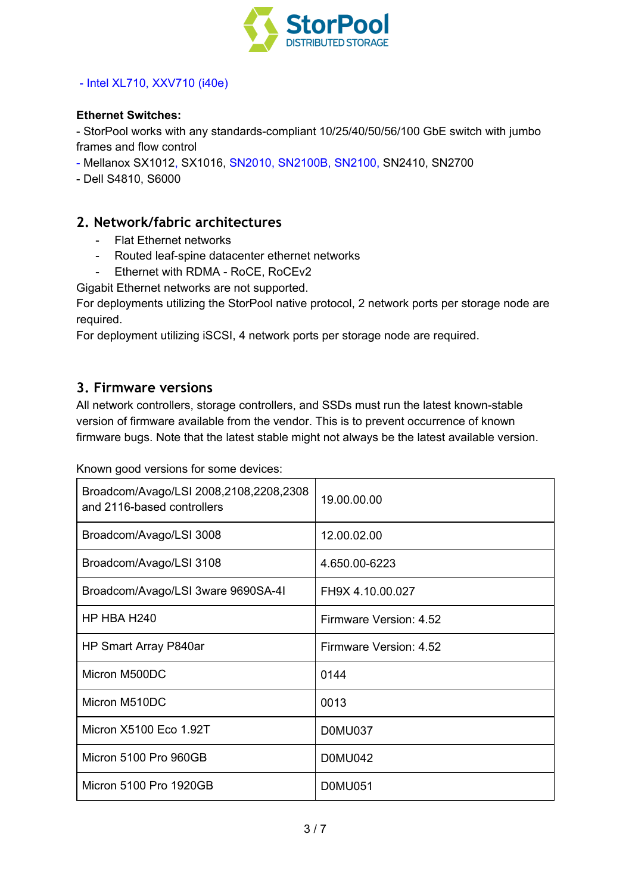- Intel XL710, XXV710 (i40e)

**Ethernet Switches:**

- StorPool works with any standards-compliant 10/25/40/50/56/100 GbE switch with jumbo frames and flow control
- Mellanox SX1012, SX1016, SN2010, SN2100B, SN2100, SN2410, SN2700
- Dell S4810, S6000

## 2. Network/fabric architectures

- Flat Ethernet networks
- Routed leaf-spine datacenter ethernet networks
- Ethernet with RDMA - RoCE, RoCEv2

Gigabit Ethernet networks are not supported.

For deployments utilizing the StorPool native protocol, 2 network ports per storage node are required.

For deployment utilizing iSCSI, 4 network ports per storage node are required.

## 3. Firmware versions

All network controllers, storage controllers, and SSDs must run the latest known-stable version of firmware available from the vendor. This is to prevent occurrence of known firmware bugs. Note that the latest stable might not always be the latest available version.

Known good versions for some devices:

| Device | Version |
|---|---|
| Broadcom/Avago/LSI 2008,2108,2208,2308 and 2116-based controllers | 19.00.00.00 |
| Broadcom/Avago/LSI 3008 | 12.00.02.00 |
| Broadcom/Avago/LSI 3108 | 4.650.00-6223 |
| Broadcom/Avago/LSI 3ware 9690SA-4I | FH9X 4.10.00.027 |
| HP HBA H240 | Firmware Version: 4.52 |
| HP Smart Array P840ar | Firmware Version: 4.52 |
| Micron M500DC | 0144 |
| Micron M510DC | 0013 |
| Micron X5100 Eco 1.92T | D0MU037 |
| Micron 5100 Pro 960GB | D0MU042 |
| Micron 5100 Pro 1920GB | D0MU051 |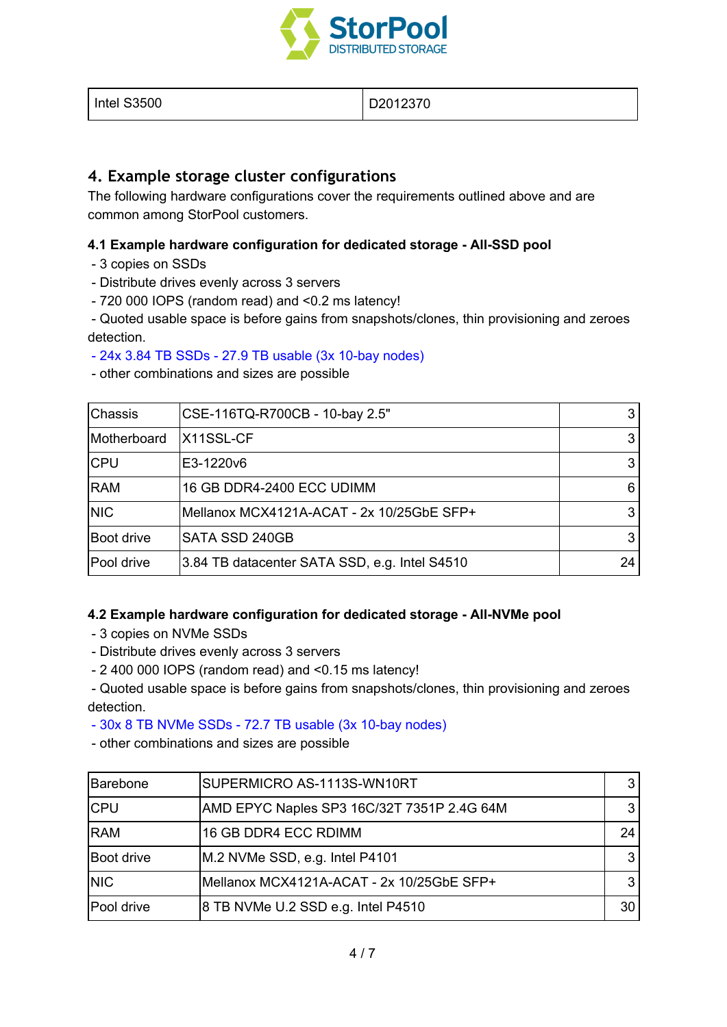| Intel S3500 | D2012370 |
|---|---|

## 4. Example storage cluster configurations

The following hardware configurations cover the requirements outlined above and are common among StorPool customers.

### 4.1 Example hardware configuration for dedicated storage - All-SSD pool

- 3 copies on SSDs
- Distribute drives evenly across 3 servers
- 720 000 IOPS (random read) and <0.2 ms latency!
- Quoted usable space is before gains from snapshots/clones, thin provisioning and zeroes detection.
- 24x 3.84 TB SSDs - 27.9 TB usable (3x 10-bay nodes)
- other combinations and sizes are possible

| Chassis | CSE-116TQ-R700CB - 10-bay 2.5" | 3 |
|---|---|---|
| Motherboard | X11SSL-CF | 3 |
| CPU | E3-1220v6 | 3 |
| RAM | 16 GB DDR4-2400 ECC UDIMM | 6 |
| NIC | Mellanox MCX4121A-ACAT - 2x 10/25GbE SFP+ | 3 |
| Boot drive | SATA SSD 240GB | 3 |
| Pool drive | 3.84 TB datacenter SATA SSD, e.g. Intel S4510 | 24 |

### 4.2 Example hardware configuration for dedicated storage - All-NVMe pool

- 3 copies on NVMe SSDs
- Distribute drives evenly across 3 servers
- 2 400 000 IOPS (random read) and <0.15 ms latency!
- Quoted usable space is before gains from snapshots/clones, thin provisioning and zeroes detection.
- 30x 8 TB NVMe SSDs - 72.7 TB usable (3x 10-bay nodes)
- other combinations and sizes are possible

| Barebone | SUPERMICRO AS-1113S-WN10RT | 3 |
|---|---|---|
| CPU | AMD EPYC Naples SP3 16C/32T 7351P 2.4G 64M | 3 |
| RAM | 16 GB DDR4 ECC RDIMM | 24 |
| Boot drive | M.2 NVMe SSD, e.g. Intel P4101 | 3 |
| NIC | Mellanox MCX4121A-ACAT - 2x 10/25GbE SFP+ | 3 |
| Pool drive | 8 TB NVMe U.2 SSD e.g. Intel P4510 | 30 |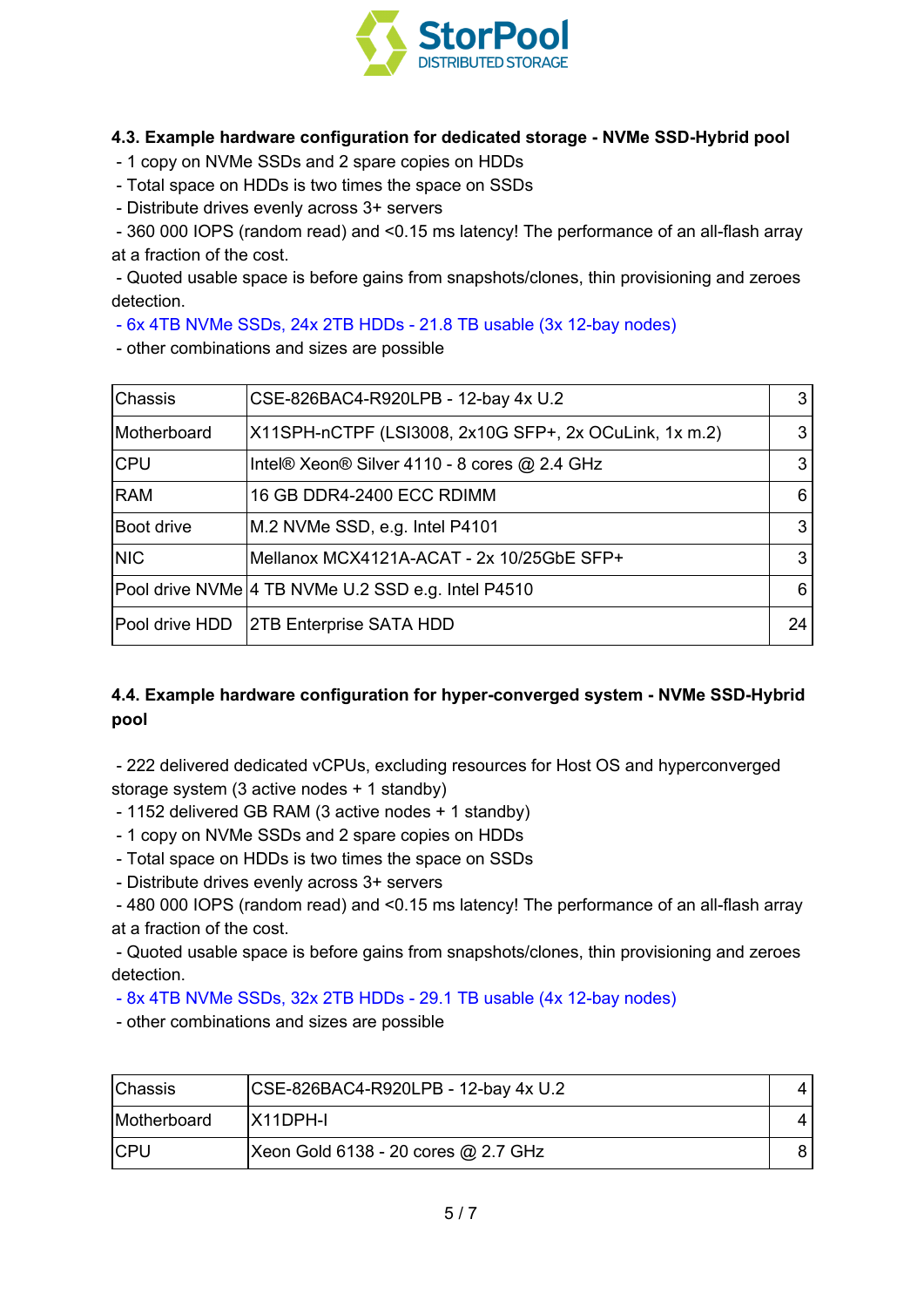### 4.3. Example hardware configuration for dedicated storage - NVMe SSD-Hybrid pool

- 1 copy on NVMe SSDs and 2 spare copies on HDDs
- Total space on HDDs is two times the space on SSDs
- Distribute drives evenly across 3+ servers
- 360 000 IOPS (random read) and <0.15 ms latency! The performance of an all-flash array at a fraction of the cost.
- Quoted usable space is before gains from snapshots/clones, thin provisioning and zeroes detection.
- 6x 4TB NVMe SSDs, 24x 2TB HDDs - 21.8 TB usable (3x 12-bay nodes)
- other combinations and sizes are possible

| | | |
|---|---|---|
| Chassis | CSE-826BAC4-R920LPB - 12-bay 4x U.2 | 3 |
| Motherboard | X11SPH-nCTPF (LSI3008, 2x10G SFP+, 2x OCuLink, 1x m.2) | 3 |
| CPU | Intel® Xeon® Silver 4110 - 8 cores @ 2.4 GHz | 3 |
| RAM | 16 GB DDR4-2400 ECC RDIMM | 6 |
| Boot drive | M.2 NVMe SSD, e.g. Intel P4101 | 3 |
| NIC | Mellanox MCX4121A-ACAT - 2x 10/25GbE SFP+ | 3 |
| Pool drive NVMe | 4 TB NVMe U.2 SSD e.g. Intel P4510 | 6 |
| Pool drive HDD | 2TB Enterprise SATA HDD | 24 |

### 4.4. Example hardware configuration for hyper-converged system - NVMe SSD-Hybrid pool

- 222 delivered dedicated vCPUs, excluding resources for Host OS and hyperconverged storage system (3 active nodes + 1 standby)
- 1152 delivered GB RAM (3 active nodes + 1 standby)
- 1 copy on NVMe SSDs and 2 spare copies on HDDs
- Total space on HDDs is two times the space on SSDs
- Distribute drives evenly across 3+ servers
- 480 000 IOPS (random read) and <0.15 ms latency! The performance of an all-flash array at a fraction of the cost.
- Quoted usable space is before gains from snapshots/clones, thin provisioning and zeroes detection.
- 8x 4TB NVMe SSDs, 32x 2TB HDDs - 29.1 TB usable (4x 12-bay nodes)
- other combinations and sizes are possible

| | | |
|---|---|---|
| Chassis | CSE-826BAC4-R920LPB - 12-bay 4x U.2 | 4 |
| Motherboard | X11DPH-I | 4 |
| CPU | Xeon Gold 6138 - 20 cores @ 2.7 GHz | 8 |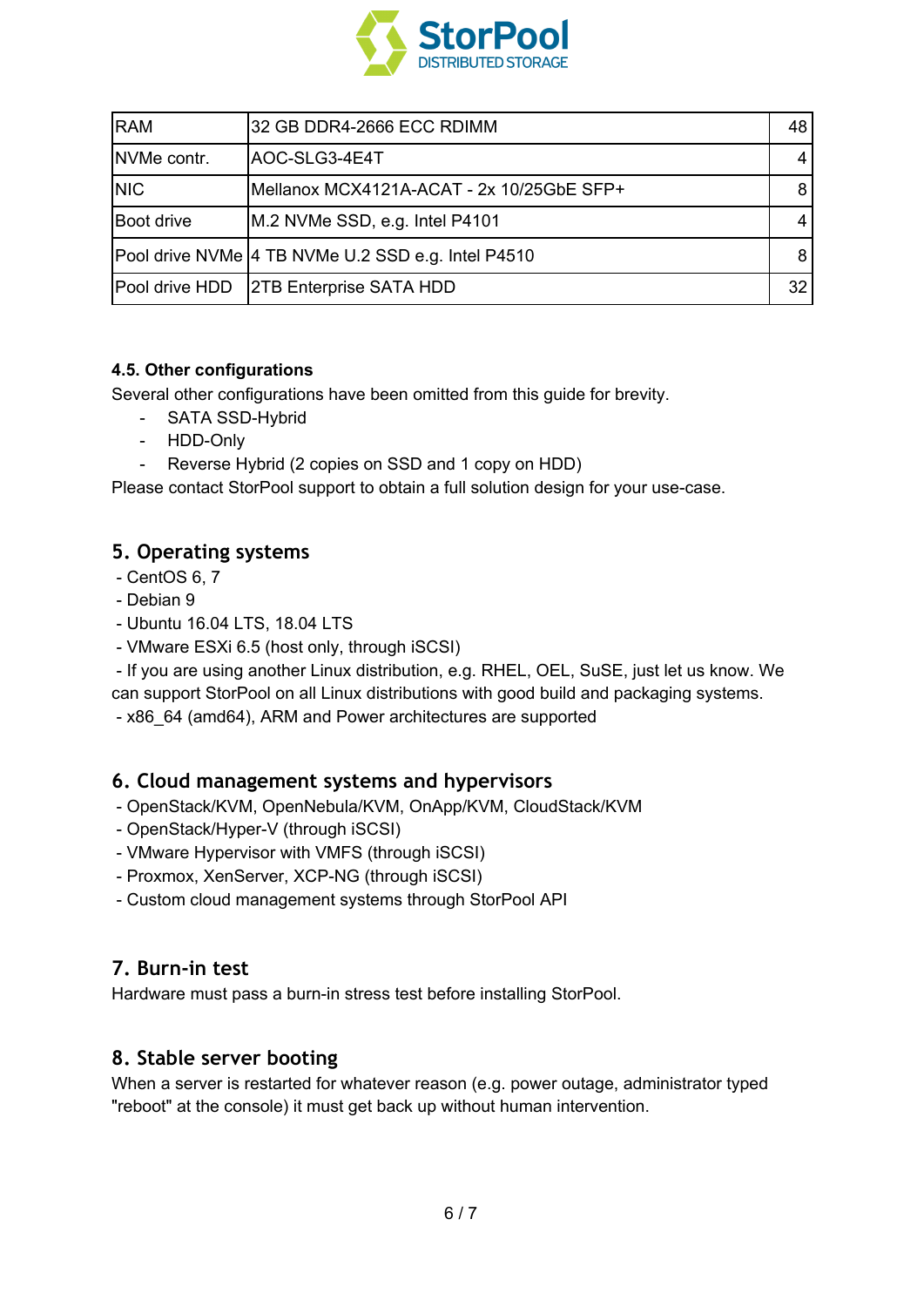| RAM | 32 GB DDR4-2666 ECC RDIMM | 48 |
|---|---|---|
| NVMe contr. | AOC-SLG3-4E4T | 4 |
| NIC | Mellanox MCX4121A-ACAT - 2x 10/25GbE SFP+ | 8 |
| Boot drive | M.2 NVMe SSD, e.g. Intel P4101 | 4 |
| Pool drive NVMe | 4 TB NVMe U.2 SSD e.g. Intel P4510 | 8 |
| Pool drive HDD | 2TB Enterprise SATA HDD | 32 |

#### 4.5. Other configurations

Several other configurations have been omitted from this guide for brevity.

- SATA SSD-Hybrid
- HDD-Only
- Reverse Hybrid (2 copies on SSD and 1 copy on HDD)

Please contact StorPool support to obtain a full solution design for your use-case.

## 5. Operating systems

- CentOS 6, 7
- Debian 9
- Ubuntu 16.04 LTS, 18.04 LTS
- VMware ESXi 6.5 (host only, through iSCSI)
- If you are using another Linux distribution, e.g. RHEL, OEL, SuSE, just let us know. We can support StorPool on all Linux distributions with good build and packaging systems.
- x86_64 (amd64), ARM and Power architectures are supported

## 6. Cloud management systems and hypervisors

- OpenStack/KVM, OpenNebula/KVM, OnApp/KVM, CloudStack/KVM
- OpenStack/Hyper-V (through iSCSI)
- VMware Hypervisor with VMFS (through iSCSI)
- Proxmox, XenServer, XCP-NG (through iSCSI)
- Custom cloud management systems through StorPool API

## 7. Burn-in test

Hardware must pass a burn-in stress test before installing StorPool.

## 8. Stable server booting

When a server is restarted for whatever reason (e.g. power outage, administrator typed "reboot" at the console) it must get back up without human intervention.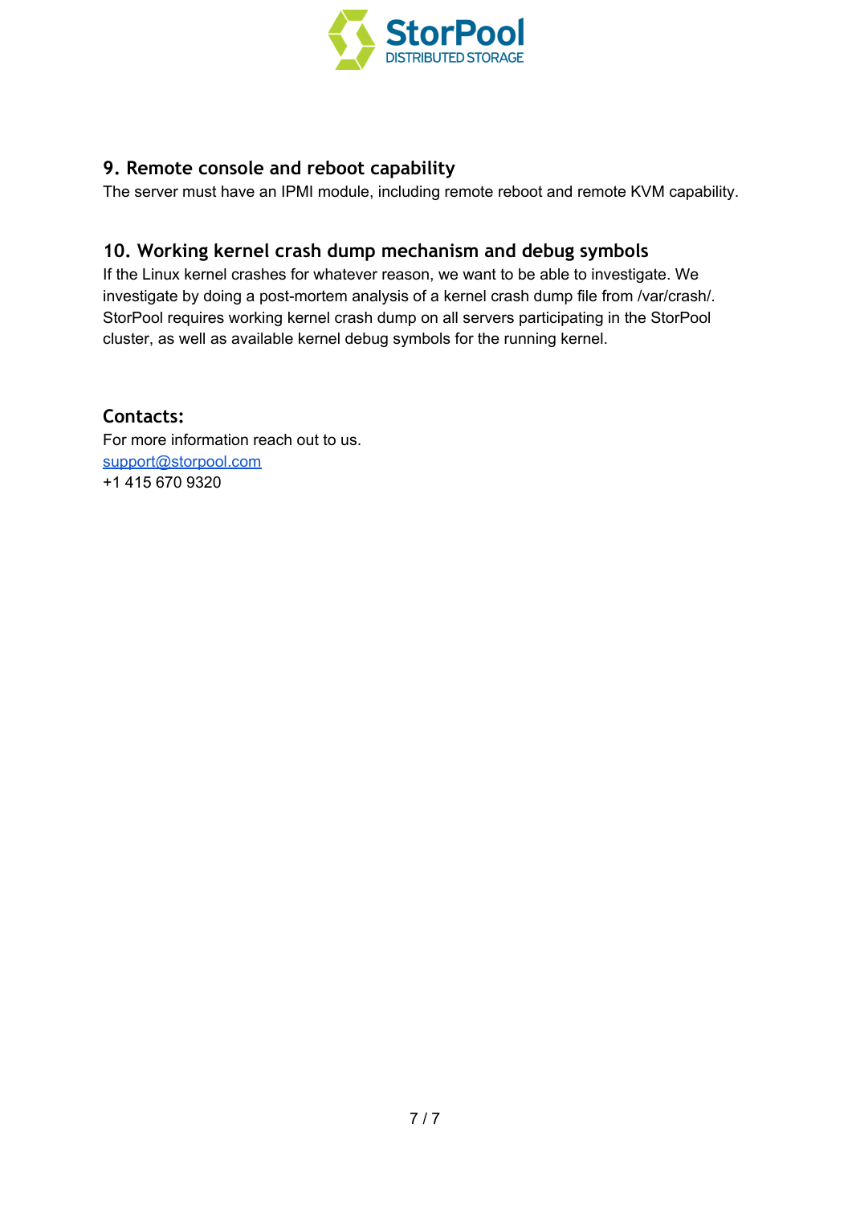## 9. Remote console and reboot capability

The server must have an IPMI module, including remote reboot and remote KVM capability.

## 10. Working kernel crash dump mechanism and debug symbols

If the Linux kernel crashes for whatever reason, we want to be able to investigate. We investigate by doing a post-mortem analysis of a kernel crash dump file from /var/crash/. StorPool requires working kernel crash dump on all servers participating in the StorPool cluster, as well as available kernel debug symbols for the running kernel.

## Contacts:

For more information reach out to us.
support@storpool.com
+1 415 670 9320